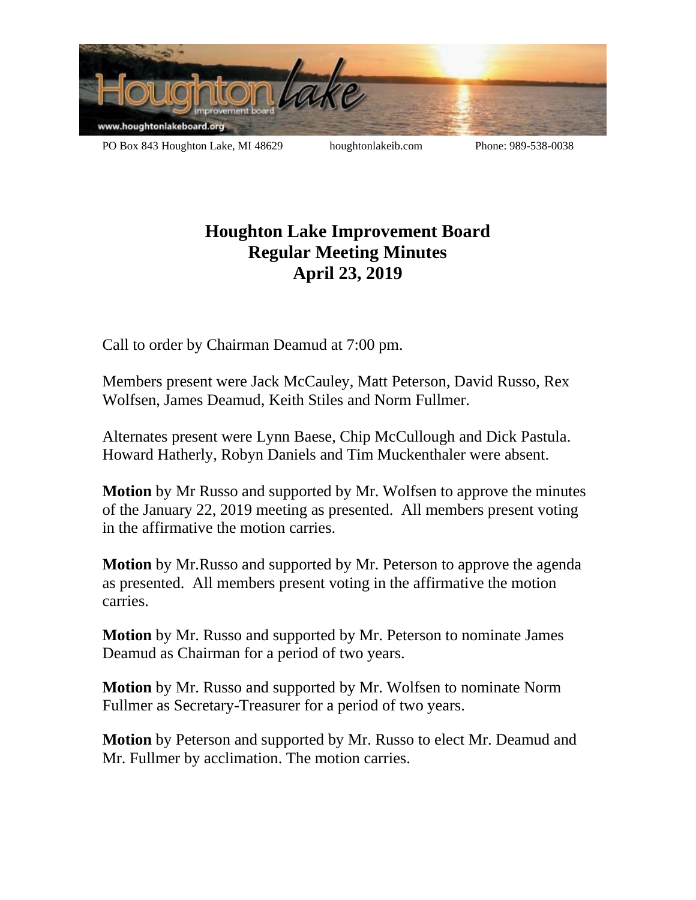PO Box 843 Houghton Lake, MI 48629 houghtonlakeib.com Phone: 989-538-0038

# Houghton Lake Improvement Board
# Regular Meeting Minutes
# April 23, 2019

Call to order by Chairman Deamud at 7:00 pm.

Members present were Jack McCauley, Matt Peterson, David Russo, Rex Wolfsen, James Deamud, Keith Stiles and Norm Fullmer.

Alternates present were Lynn Baese, Chip McCullough and Dick Pastula. Howard Hatherly, Robyn Daniels and Tim Muckenthaler were absent.

**Motion** by Mr Russo and supported by Mr. Wolfsen to approve the minutes of the January 22, 2019 meeting as presented. All members present voting in the affirmative the motion carries.

**Motion** by Mr.Russo and supported by Mr. Peterson to approve the agenda as presented. All members present voting in the affirmative the motion carries.

**Motion** by Mr. Russo and supported by Mr. Peterson to nominate James Deamud as Chairman for a period of two years.

**Motion** by Mr. Russo and supported by Mr. Wolfsen to nominate Norm Fullmer as Secretary-Treasurer for a period of two years.

**Motion** by Peterson and supported by Mr. Russo to elect Mr. Deamud and Mr. Fullmer by acclimation. The motion carries.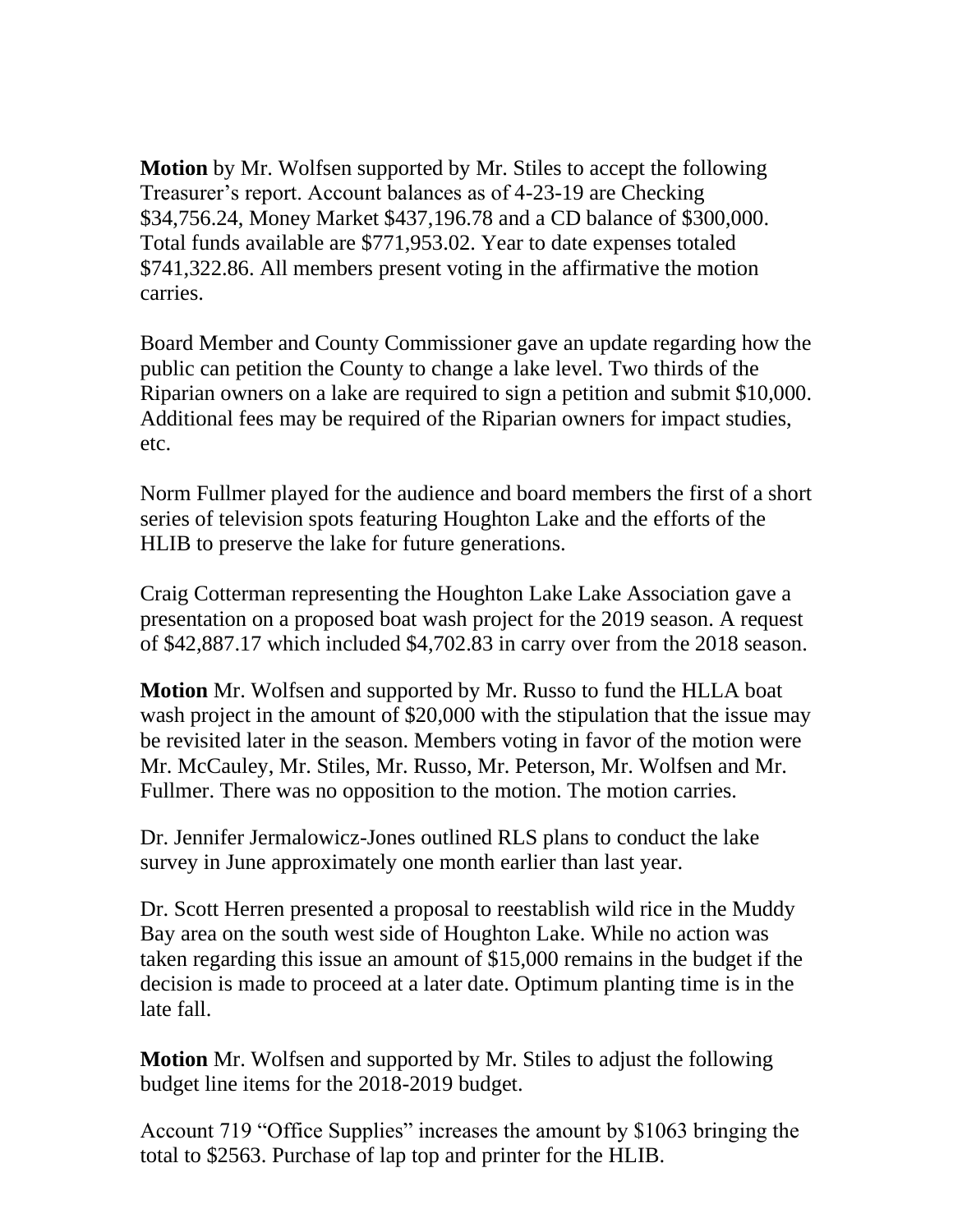**Motion** by Mr. Wolfsen supported by Mr. Stiles to accept the following Treasurer's report. Account balances as of 4-23-19 are Checking $34,756.24, Money Market $437,196.78 and a CD balance of $300,000. Total funds available are $771,953.02. Year to date expenses totaled $741,322.86. All members present voting in the affirmative the motion carries.

Board Member and County Commissioner gave an update regarding how the public can petition the County to change a lake level. Two thirds of the Riparian owners on a lake are required to sign a petition and submit $10,000. Additional fees may be required of the Riparian owners for impact studies, etc.

Norm Fullmer played for the audience and board members the first of a short series of television spots featuring Houghton Lake and the efforts of the HLIB to preserve the lake for future generations.

Craig Cotterman representing the Houghton Lake Lake Association gave a presentation on a proposed boat wash project for the 2019 season. A request of $42,887.17 which included $4,702.83 in carry over from the 2018 season.

**Motion** Mr. Wolfsen and supported by Mr. Russo to fund the HLLA boat wash project in the amount of $20,000 with the stipulation that the issue may be revisited later in the season. Members voting in favor of the motion were Mr. McCauley, Mr. Stiles, Mr. Russo, Mr. Peterson, Mr. Wolfsen and Mr. Fullmer. There was no opposition to the motion. The motion carries.

Dr. Jennifer Jermalowicz-Jones outlined RLS plans to conduct the lake survey in June approximately one month earlier than last year.

Dr. Scott Herren presented a proposal to reestablish wild rice in the Muddy Bay area on the south west side of Houghton Lake. While no action was taken regarding this issue an amount of $15,000 remains in the budget if the decision is made to proceed at a later date. Optimum planting time is in the late fall.

**Motion** Mr. Wolfsen and supported by Mr. Stiles to adjust the following budget line items for the 2018-2019 budget.

Account 719 "Office Supplies" increases the amount by $1063 bringing the total to $2563. Purchase of lap top and printer for the HLIB.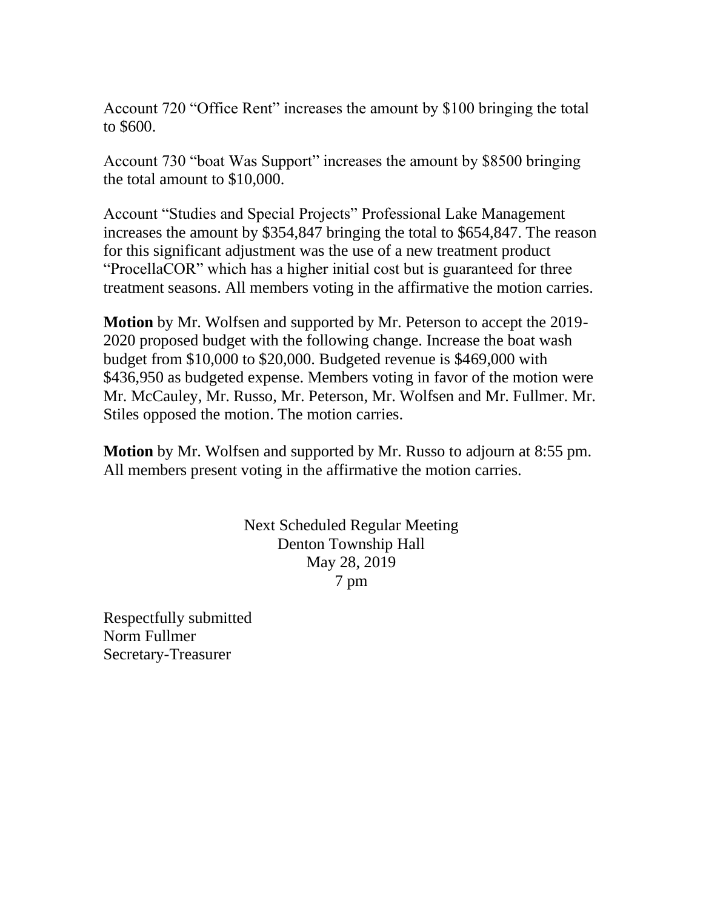Account 720 “Office Rent” increases the amount by $100 bringing the total to $600.

Account 730 “boat Was Support” increases the amount by $8500 bringing the total amount to $10,000.

Account “Studies and Special Projects” Professional Lake Management increases the amount by $354,847 bringing the total to $654,847. The reason for this significant adjustment was the use of a new treatment product “ProcellaCOR” which has a higher initial cost but is guaranteed for three treatment seasons. All members voting in the affirmative the motion carries.

**Motion** by Mr. Wolfsen and supported by Mr. Peterson to accept the 2019-2020 proposed budget with the following change. Increase the boat wash budget from $10,000 to $20,000. Budgeted revenue is $469,000 with $436,950 as budgeted expense. Members voting in favor of the motion were Mr. McCauley, Mr. Russo, Mr. Peterson, Mr. Wolfsen and Mr. Fullmer. Mr. Stiles opposed the motion. The motion carries.

**Motion** by Mr. Wolfsen and supported by Mr. Russo to adjourn at 8:55 pm. All members present voting in the affirmative the motion carries.

Next Scheduled Regular Meeting
Denton Township Hall
May 28, 2019
7 pm

Respectfully submitted
Norm Fullmer
Secretary-Treasurer